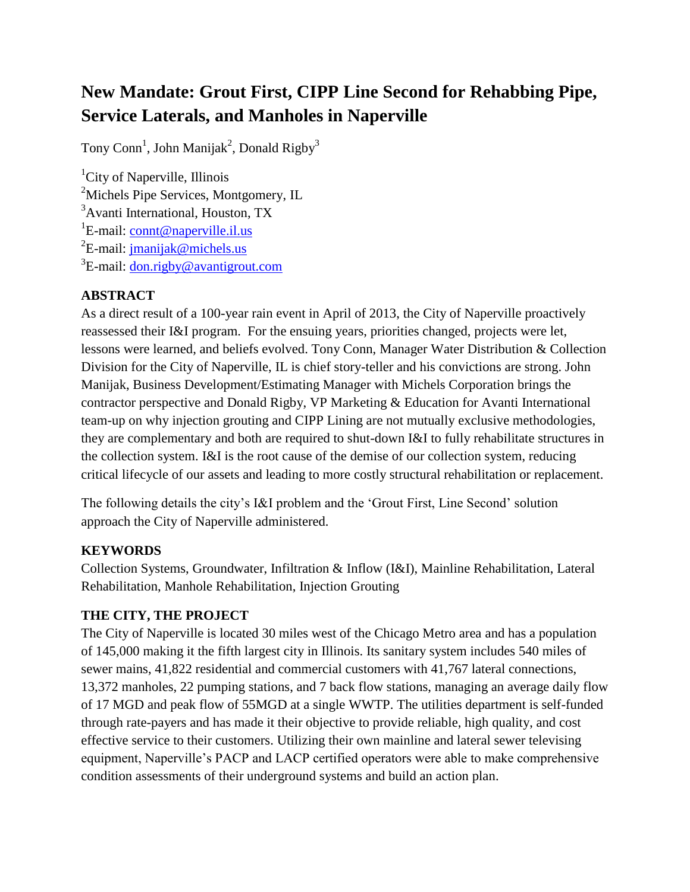# New Mandate: Grout First, CIPP Line Second for Rehabbing Pipe, Service Laterals, and Manholes in Naperville

Tony Conn[1], John Manijak[2], Donald Rigby[3]

[1]City of Naperville, Illinois
[2]Michels Pipe Services, Montgomery, IL
[3]Avanti International, Houston, TX
[1]E-mail: connt@naperville.il.us
[2]E-mail: jmanijak@michels.us
[3]E-mail: don.rigby@avantigrout.com

## ABSTRACT

As a direct result of a 100-year rain event in April of 2013, the City of Naperville proactively reassessed their I&I program. For the ensuing years, priorities changed, projects were let, lessons were learned, and beliefs evolved. Tony Conn, Manager Water Distribution & Collection Division for the City of Naperville, IL is chief story-teller and his convictions are strong. John Manijak, Business Development/Estimating Manager with Michels Corporation brings the contractor perspective and Donald Rigby, VP Marketing & Education for Avanti International team-up on why injection grouting and CIPP Lining are not mutually exclusive methodologies, they are complementary and both are required to shut-down I&I to fully rehabilitate structures in the collection system. I&I is the root cause of the demise of our collection system, reducing critical lifecycle of our assets and leading to more costly structural rehabilitation or replacement.

The following details the city's I&I problem and the 'Grout First, Line Second' solution approach the City of Naperville administered.

## KEYWORDS

Collection Systems, Groundwater, Infiltration & Inflow (I&I), Mainline Rehabilitation, Lateral Rehabilitation, Manhole Rehabilitation, Injection Grouting

## THE CITY, THE PROJECT

The City of Naperville is located 30 miles west of the Chicago Metro area and has a population of 145,000 making it the fifth largest city in Illinois. Its sanitary system includes 540 miles of sewer mains, 41,822 residential and commercial customers with 41,767 lateral connections, 13,372 manholes, 22 pumping stations, and 7 back flow stations, managing an average daily flow of 17 MGD and peak flow of 55MGD at a single WWTP. The utilities department is self-funded through rate-payers and has made it their objective to provide reliable, high quality, and cost effective service to their customers. Utilizing their own mainline and lateral sewer televising equipment, Naperville's PACP and LACP certified operators were able to make comprehensive condition assessments of their underground systems and build an action plan.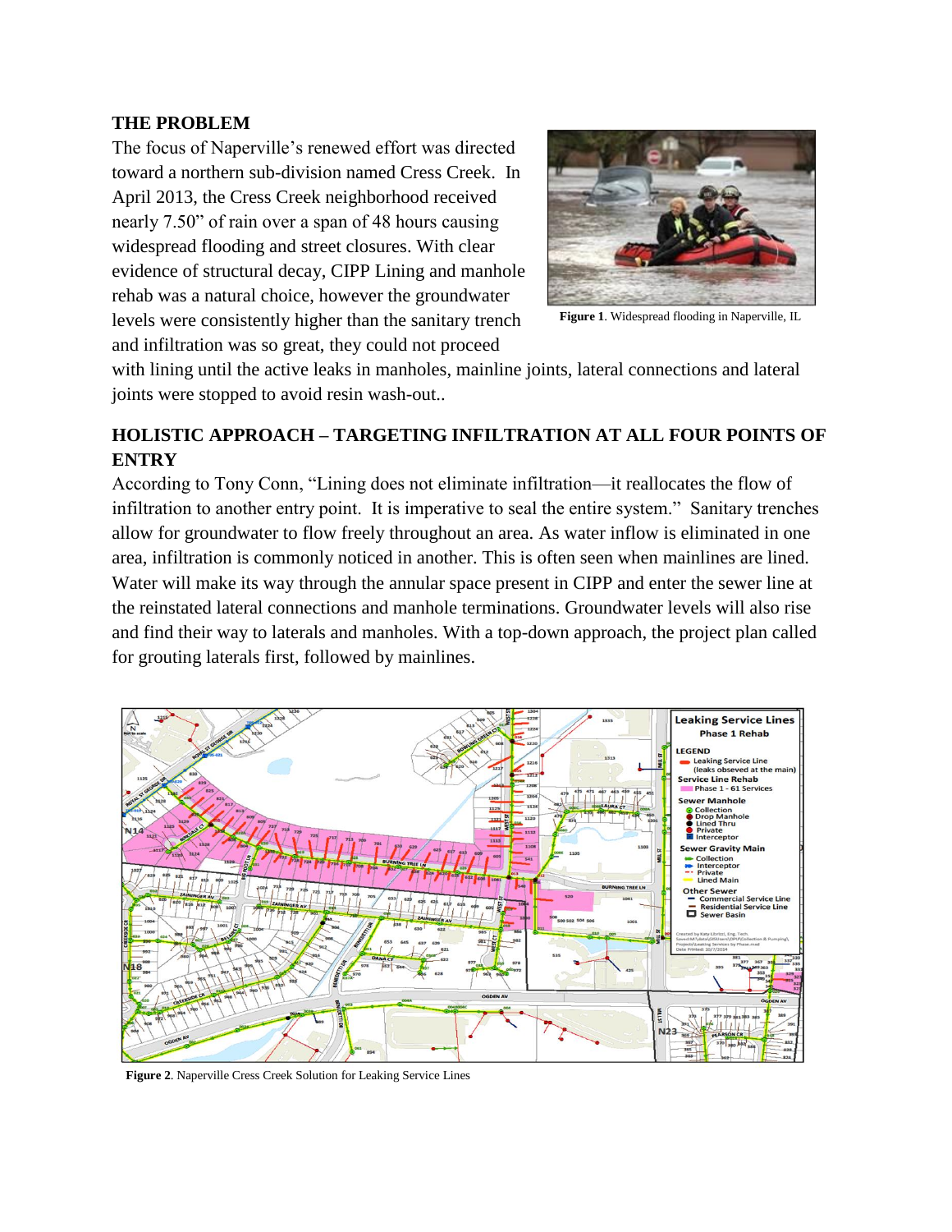## THE PROBLEM

The focus of Naperville's renewed effort was directed toward a northern sub-division named Cress Creek. In April 2013, the Cress Creek neighborhood received nearly 7.50" of rain over a span of 48 hours causing widespread flooding and street closures. With clear evidence of structural decay, CIPP Lining and manhole rehab was a natural choice, however the groundwater levels were consistently higher than the sanitary trench and infiltration was so great, they could not proceed with lining until the active leaks in manholes, mainline joints, lateral connections and lateral joints were stopped to avoid resin wash-out..

**Figure 1**. Widespread flooding in Naperville, IL

## HOLISTIC APPROACH – TARGETING INFILTRATION AT ALL FOUR POINTS OF ENTRY

According to Tony Conn, "Lining does not eliminate infiltration—it reallocates the flow of infiltration to another entry point. It is imperative to seal the entire system." Sanitary trenches allow for groundwater to flow freely throughout an area. As water inflow is eliminated in one area, infiltration is commonly noticed in another. This is often seen when mainlines are lined. Water will make its way through the annular space present in CIPP and enter the sewer line at the reinstated lateral connections and manhole terminations. Groundwater levels will also rise and find their way to laterals and manholes. With a top-down approach, the project plan called for grouting laterals first, followed by mainlines.

**Figure 2**. Naperville Cress Creek Solution for Leaking Service Lines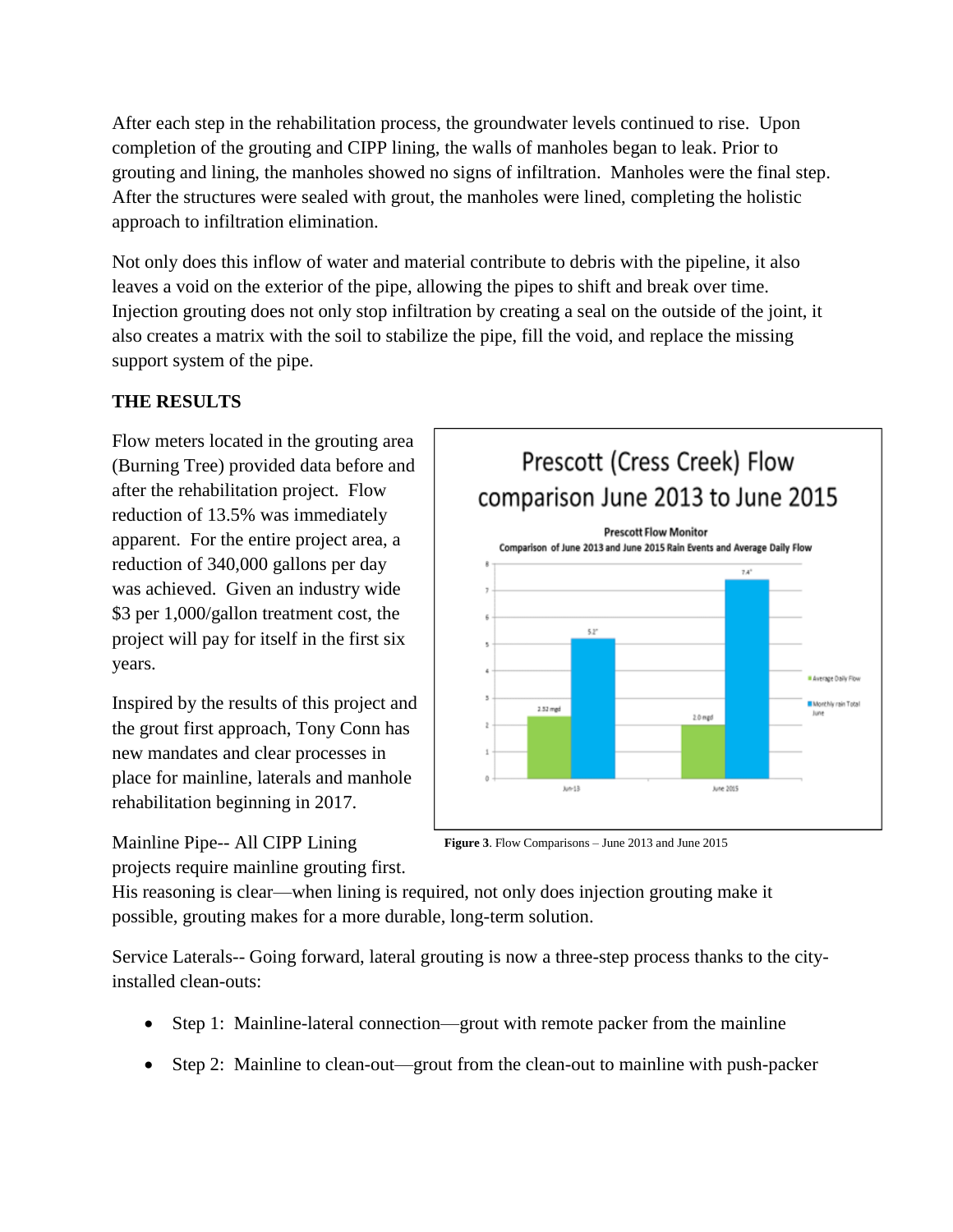After each step in the rehabilitation process, the groundwater levels continued to rise. Upon completion of the grouting and CIPP lining, the walls of manholes began to leak. Prior to grouting and lining, the manholes showed no signs of infiltration. Manholes were the final step. After the structures were sealed with grout, the manholes were lined, completing the holistic approach to infiltration elimination.

Not only does this inflow of water and material contribute to debris with the pipeline, it also leaves a void on the exterior of the pipe, allowing the pipes to shift and break over time. Injection grouting does not only stop infiltration by creating a seal on the outside of the joint, it also creates a matrix with the soil to stabilize the pipe, fill the void, and replace the missing support system of the pipe.

**THE RESULTS**

Flow meters located in the grouting area (Burning Tree) provided data before and after the rehabilitation project. Flow reduction of 13.5% was immediately apparent. For the entire project area, a reduction of 340,000 gallons per day was achieved. Given an industry wide $3 per 1,000/gallon treatment cost, the project will pay for itself in the first six years.

Inspired by the results of this project and the grout first approach, Tony Conn has new mandates and clear processes in place for mainline, laterals and manhole rehabilitation beginning in 2017.

Prescott (Cress Creek) Flow comparison June 2013 to June 2015

Prescott Flow Monitor
Comparison of June 2013 and June 2015 Rain Events and Average Daily Flow

**Figure 3**. Flow Comparisons – June 2013 and June 2015

Mainline Pipe-- All CIPP Lining projects require mainline grouting first. His reasoning is clear—when lining is required, not only does injection grouting make it possible, grouting makes for a more durable, long-term solution.

Service Laterals-- Going forward, lateral grouting is now a three-step process thanks to the city-installed clean-outs:

- Step 1: Mainline-lateral connection—grout with remote packer from the mainline
- Step 2: Mainline to clean-out—grout from the clean-out to mainline with push-packer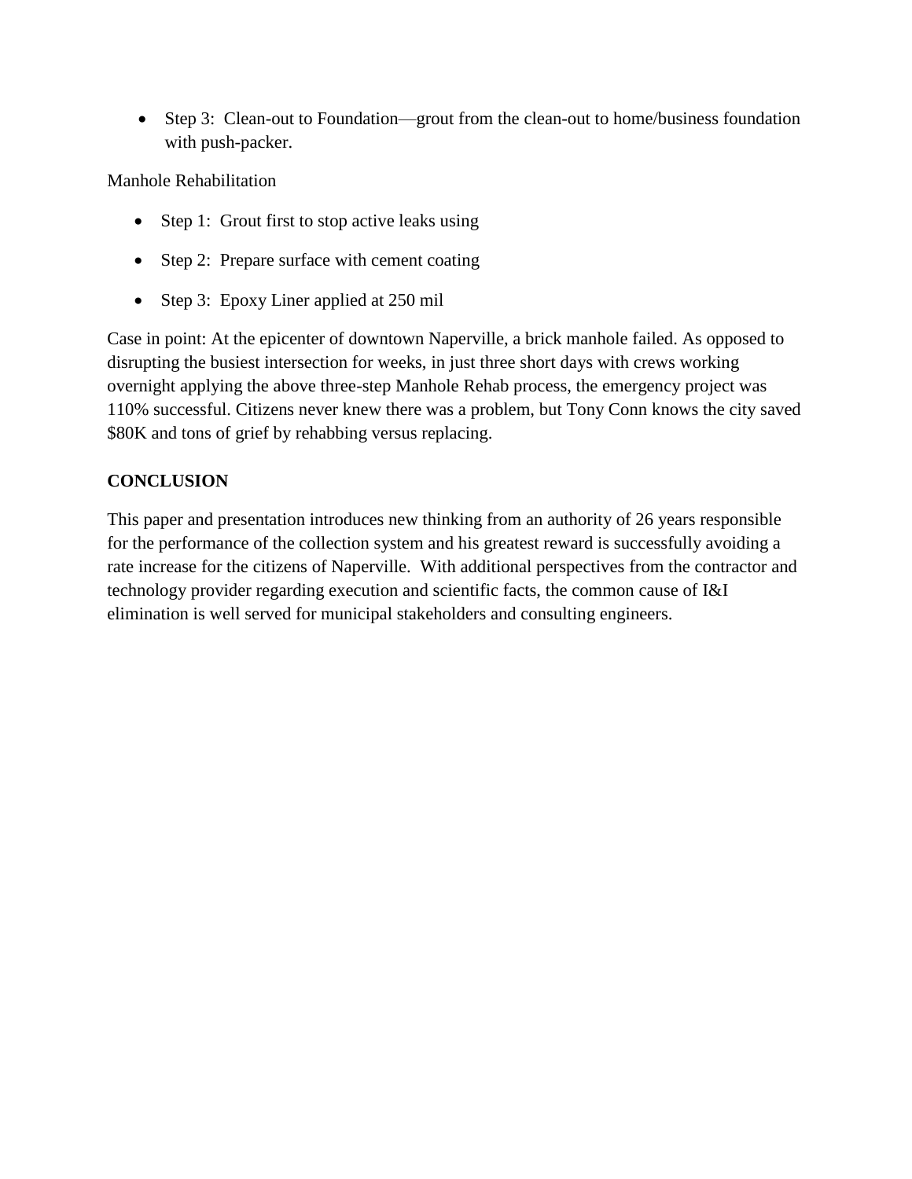- Step 3: Clean-out to Foundation—grout from the clean-out to home/business foundation with push-packer.

Manhole Rehabilitation

- Step 1: Grout first to stop active leaks using
- Step 2: Prepare surface with cement coating
- Step 3: Epoxy Liner applied at 250 mil

Case in point: At the epicenter of downtown Naperville, a brick manhole failed. As opposed to disrupting the busiest intersection for weeks, in just three short days with crews working overnight applying the above three-step Manhole Rehab process, the emergency project was 110% successful. Citizens never knew there was a problem, but Tony Conn knows the city saved $80K and tons of grief by rehabbing versus replacing.

**CONCLUSION**

This paper and presentation introduces new thinking from an authority of 26 years responsible for the performance of the collection system and his greatest reward is successfully avoiding a rate increase for the citizens of Naperville. With additional perspectives from the contractor and technology provider regarding execution and scientific facts, the common cause of I&I elimination is well served for municipal stakeholders and consulting engineers.